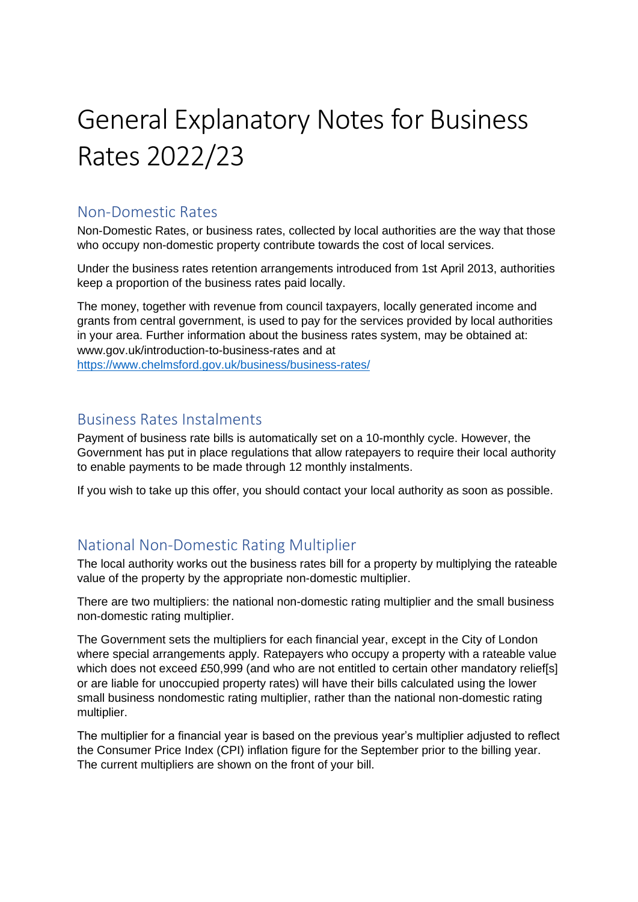# General Explanatory Notes for Business Rates 2022/23

## Non-Domestic Rates

Non-Domestic Rates, or business rates, collected by local authorities are the way that those who occupy non-domestic property contribute towards the cost of local services.

Under the business rates retention arrangements introduced from 1st April 2013, authorities keep a proportion of the business rates paid locally.

The money, together with revenue from council taxpayers, locally generated income and grants from central government, is used to pay for the services provided by local authorities in your area. Further information about the business rates system, may be obtained at: www.gov.uk/introduction-to-business-rates and at [https://www.chelmsford.gov.uk/business/business-rates/](https://www.chelmsford.gov.uk/business/business-rates/)

## Business Rates Instalments

Payment of business rate bills is automatically set on a 10-monthly cycle. However, the Government has put in place regulations that allow ratepayers to require their local authority to enable payments to be made through 12 monthly instalments.

If you wish to take up this offer, you should contact your local authority as soon as possible.

## National Non-Domestic Rating Multiplier

The local authority works out the business rates bill for a property by multiplying the rateable value of the property by the appropriate non-domestic multiplier.

There are two multipliers: the national non-domestic rating multiplier and the small business non-domestic rating multiplier.

The Government sets the multipliers for each financial year, except in the City of London where special arrangements apply. Ratepayers who occupy a property with a rateable value which does not exceed £50,999 (and who are not entitled to certain other mandatory relief[s] or are liable for unoccupied property rates) will have their bills calculated using the lower small business nondomestic rating multiplier, rather than the national non-domestic rating multiplier.

The multiplier for a financial year is based on the previous year's multiplier adjusted to reflect the Consumer Price Index (CPI) inflation figure for the September prior to the billing year. The current multipliers are shown on the front of your bill.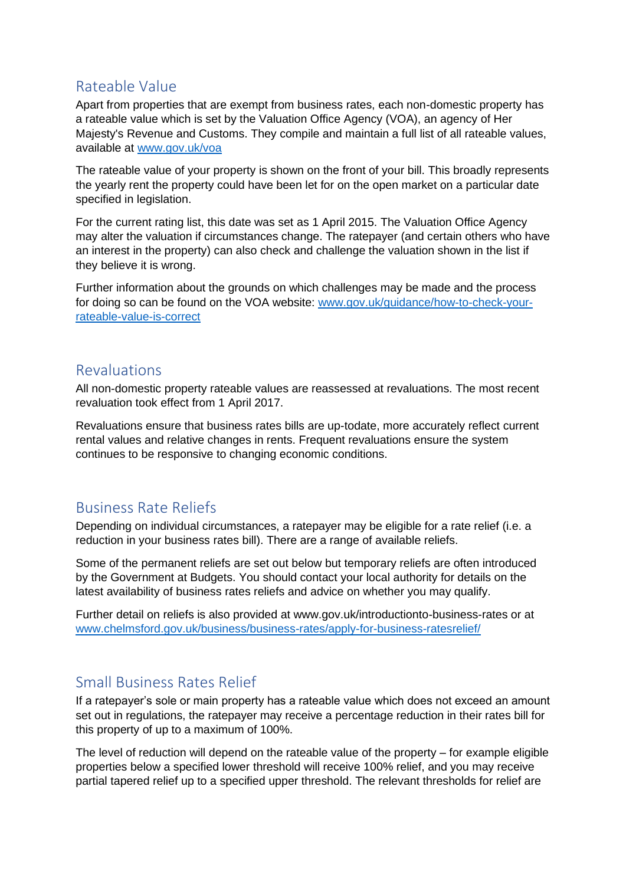## Rateable Value

Apart from properties that are exempt from business rates, each non-domestic property has a rateable value which is set by the Valuation Office Agency (VOA), an agency of Her Majesty's Revenue and Customs. They compile and maintain a full list of all rateable values, available at [www.gov.uk/voa](www.gov.uk/voa)

The rateable value of your property is shown on the front of your bill. This broadly represents the yearly rent the property could have been let for on the open market on a particular date specified in legislation.

For the current rating list, this date was set as 1 April 2015. The Valuation Office Agency may alter the valuation if circumstances change. The ratepayer (and certain others who have an interest in the property) can also check and challenge the valuation shown in the list if they believe it is wrong.

Further information about the grounds on which challenges may be made and the process for doing so can be found on the VOA website: [www.gov.uk/guidance/how-to-check-your-rateable-value-is-correct](www.gov.uk/guidance/how-to-check-your-rateable-value-is-correct)

## Revaluations

All non-domestic property rateable values are reassessed at revaluations. The most recent revaluation took effect from 1 April 2017.

Revaluations ensure that business rates bills are up-todate, more accurately reflect current rental values and relative changes in rents. Frequent revaluations ensure the system continues to be responsive to changing economic conditions.

## Business Rate Reliefs

Depending on individual circumstances, a ratepayer may be eligible for a rate relief (i.e. a reduction in your business rates bill). There are a range of available reliefs.

Some of the permanent reliefs are set out below but temporary reliefs are often introduced by the Government at Budgets. You should contact your local authority for details on the latest availability of business rates reliefs and advice on whether you may qualify.

Further detail on reliefs is also provided at www.gov.uk/introductionto-business-rates or at [www.chelmsford.gov.uk/business/business-rates/apply-for-business-ratesrelief/](www.chelmsford.gov.uk/business/business-rates/apply-for-business-ratesrelief/)

## Small Business Rates Relief

If a ratepayer's sole or main property has a rateable value which does not exceed an amount set out in regulations, the ratepayer may receive a percentage reduction in their rates bill for this property of up to a maximum of 100%.

The level of reduction will depend on the rateable value of the property – for example eligible properties below a specified lower threshold will receive 100% relief, and you may receive partial tapered relief up to a specified upper threshold. The relevant thresholds for relief are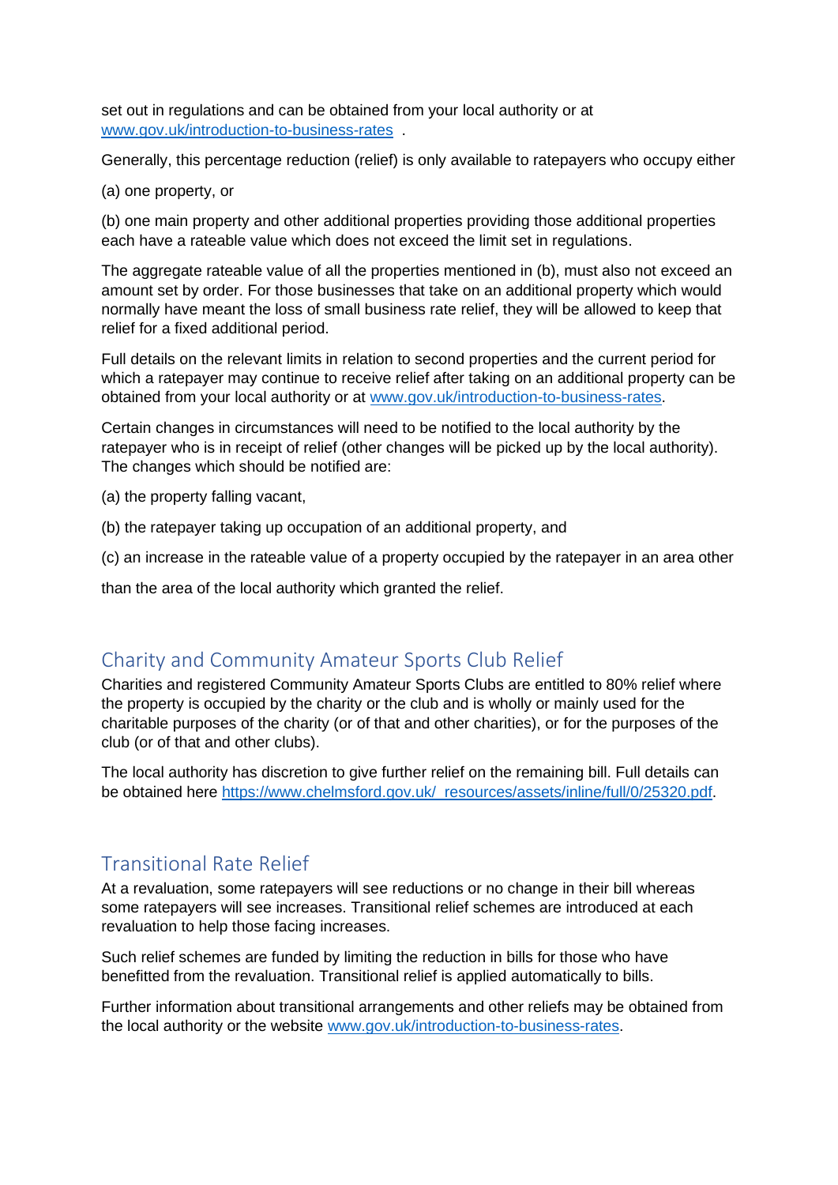set out in regulations and can be obtained from your local authority or at [www.gov.uk/introduction-to-business-rates](www.gov.uk/introduction-to-business-rates) .

Generally, this percentage reduction (relief) is only available to ratepayers who occupy either

(a) one property, or

(b) one main property and other additional properties providing those additional properties each have a rateable value which does not exceed the limit set in regulations.

The aggregate rateable value of all the properties mentioned in (b), must also not exceed an amount set by order. For those businesses that take on an additional property which would normally have meant the loss of small business rate relief, they will be allowed to keep that relief for a fixed additional period.

Full details on the relevant limits in relation to second properties and the current period for which a ratepayer may continue to receive relief after taking on an additional property can be obtained from your local authority or at [www.gov.uk/introduction-to-business-rates](www.gov.uk/introduction-to-business-rates).

Certain changes in circumstances will need to be notified to the local authority by the ratepayer who is in receipt of relief (other changes will be picked up by the local authority). The changes which should be notified are:

(a) the property falling vacant,

(b) the ratepayer taking up occupation of an additional property, and

(c) an increase in the rateable value of a property occupied by the ratepayer in an area other than the area of the local authority which granted the relief.

## Charity and Community Amateur Sports Club Relief

Charities and registered Community Amateur Sports Clubs are entitled to 80% relief where the property is occupied by the charity or the club and is wholly or mainly used for the charitable purposes of the charity (or of that and other charities), or for the purposes of the club (or of that and other clubs).

The local authority has discretion to give further relief on the remaining bill. Full details can be obtained here [https://www.chelmsford.gov.uk/_resources/assets/inline/full/0/25320.pdf](https://www.chelmsford.gov.uk/_resources/assets/inline/full/0/25320.pdf).

## Transitional Rate Relief

At a revaluation, some ratepayers will see reductions or no change in their bill whereas some ratepayers will see increases. Transitional relief schemes are introduced at each revaluation to help those facing increases.

Such relief schemes are funded by limiting the reduction in bills for those who have benefitted from the revaluation. Transitional relief is applied automatically to bills.

Further information about transitional arrangements and other reliefs may be obtained from the local authority or the website [www.gov.uk/introduction-to-business-rates](www.gov.uk/introduction-to-business-rates).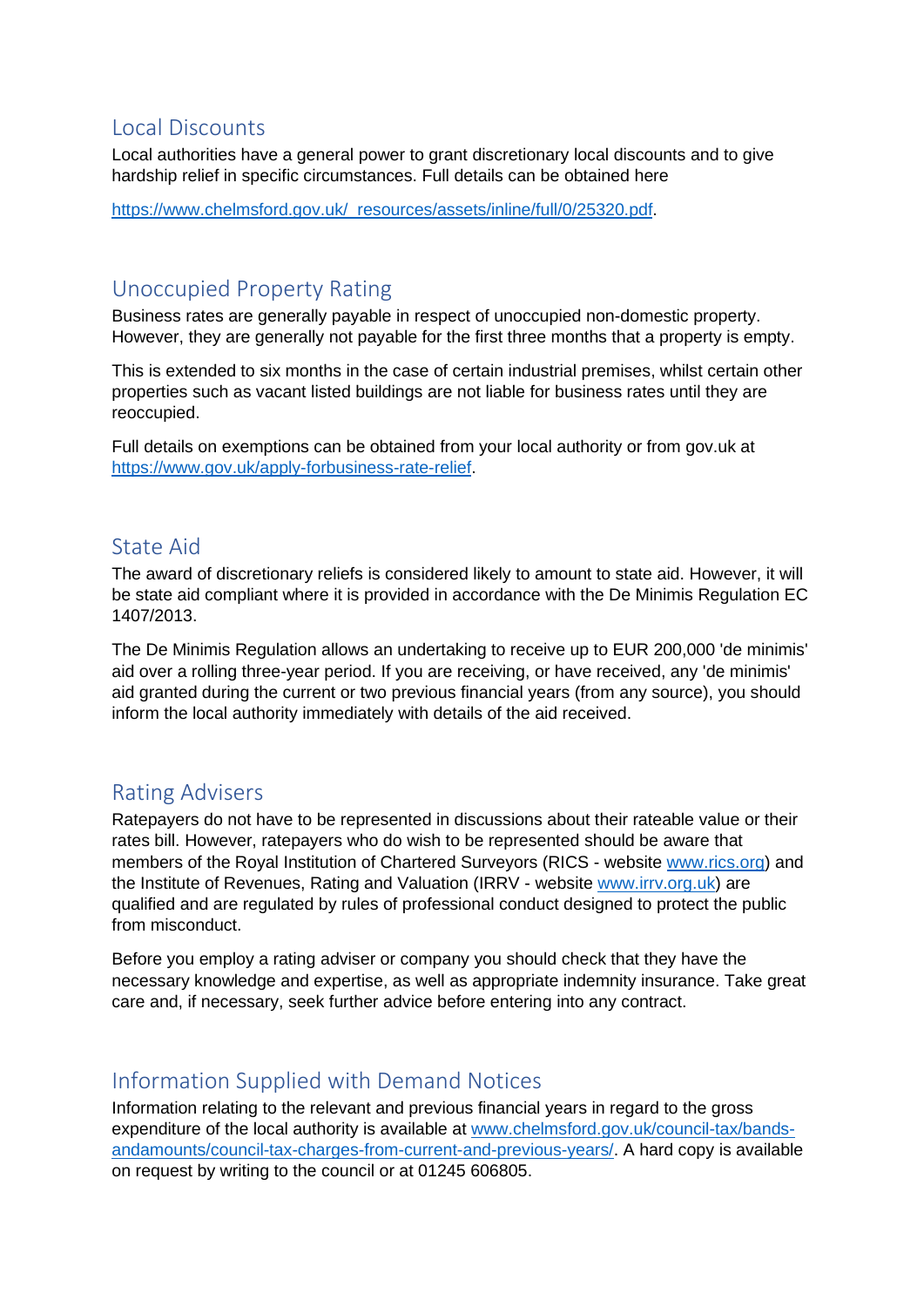## Local Discounts

Local authorities have a general power to grant discretionary local discounts and to give hardship relief in specific circumstances. Full details can be obtained here

https://www.chelmsford.gov.uk/_resources/assets/inline/full/0/25320.pdf.

## Unoccupied Property Rating

Business rates are generally payable in respect of unoccupied non-domestic property. However, they are generally not payable for the first three months that a property is empty.

This is extended to six months in the case of certain industrial premises, whilst certain other properties such as vacant listed buildings are not liable for business rates until they are reoccupied.

Full details on exemptions can be obtained from your local authority or from gov.uk at https://www.gov.uk/apply-forbusiness-rate-relief.

## State Aid

The award of discretionary reliefs is considered likely to amount to state aid. However, it will be state aid compliant where it is provided in accordance with the De Minimis Regulation EC 1407/2013.

The De Minimis Regulation allows an undertaking to receive up to EUR 200,000 'de minimis' aid over a rolling three-year period. If you are receiving, or have received, any 'de minimis' aid granted during the current or two previous financial years (from any source), you should inform the local authority immediately with details of the aid received.

## Rating Advisers

Ratepayers do not have to be represented in discussions about their rateable value or their rates bill. However, ratepayers who do wish to be represented should be aware that members of the Royal Institution of Chartered Surveyors (RICS - website www.rics.org) and the Institute of Revenues, Rating and Valuation (IRRV - website www.irrv.org.uk) are qualified and are regulated by rules of professional conduct designed to protect the public from misconduct.

Before you employ a rating adviser or company you should check that they have the necessary knowledge and expertise, as well as appropriate indemnity insurance. Take great care and, if necessary, seek further advice before entering into any contract.

## Information Supplied with Demand Notices

Information relating to the relevant and previous financial years in regard to the gross expenditure of the local authority is available at www.chelmsford.gov.uk/council-tax/bands-andamounts/council-tax-charges-from-current-and-previous-years/. A hard copy is available on request by writing to the council or at 01245 606805.